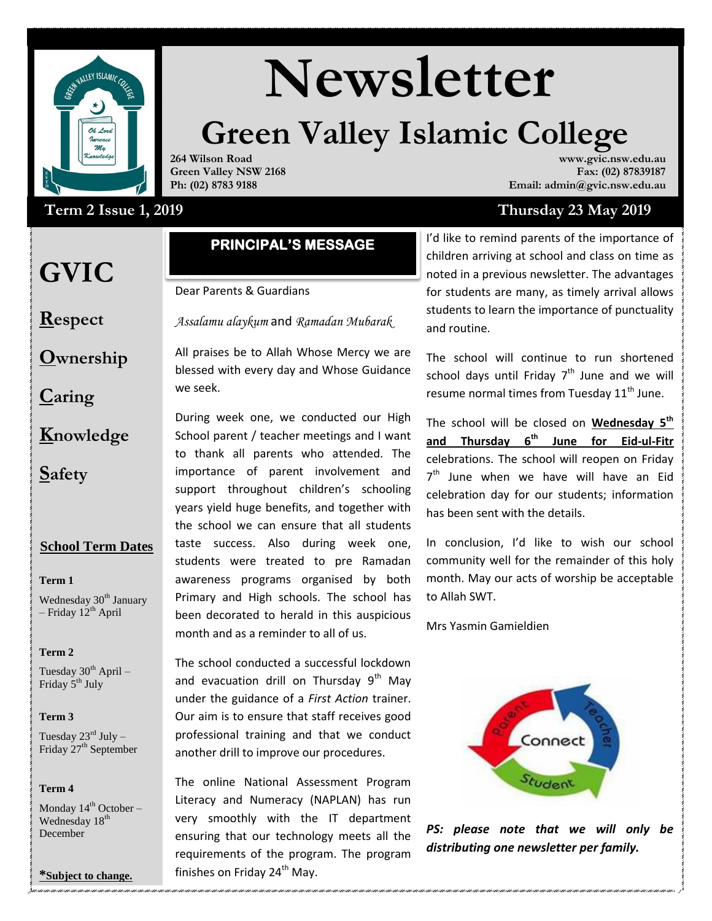# Newsletter

## Green Valley Islamic College

**264 Wilson Road**
**Green Valley NSW 2168**
**Ph: (02) 8783 9188**

**www.gvic.nsw.edu.au**
**Fax: (02) 87839187**
**Email: admin@gvic.nsw.edu.au**

**Term 2 Issue 1, 2019** **Thursday 23 May 2019**

# GVIC

**R**espect

**O**wnership

**C**aring

**K**nowledge

**S**afety

**School Term Dates**

**Term 1**

Wednesday 30th January – Friday 12th April

**Term 2**

Tuesday 30th April – Friday 5th July

**Term 3**

Tuesday 23rd July – Friday 27th September

**Term 4**

Monday 14th October – Wednesday 18th December

***Subject to change.**

## PRINCIPAL'S MESSAGE

Dear Parents & Guardians

*Assalamu alaykum* and *Ramadan Mubarak*

All praises be to Allah Whose Mercy we are blessed with every day and Whose Guidance we seek.

During week one, we conducted our High School parent / teacher meetings and I want to thank all parents who attended. The importance of parent involvement and support throughout children's schooling years yield huge benefits, and together with the school we can ensure that all students taste success. Also during week one, students were treated to pre Ramadan awareness programs organised by both Primary and High schools. The school has been decorated to herald in this auspicious month and as a reminder to all of us.

The school conducted a successful lockdown and evacuation drill on Thursday 9th May under the guidance of a *First Action* trainer. Our aim is to ensure that staff receives good professional training and that we conduct another drill to improve our procedures.

The online National Assessment Program Literacy and Numeracy (NAPLAN) has run very smoothly with the IT department ensuring that our technology meets all the requirements of the program. The program finishes on Friday 24th May.

I'd like to remind parents of the importance of children arriving at school and class on time as noted in a previous newsletter. The advantages for students are many, as timely arrival allows students to learn the importance of punctuality and routine.

The school will continue to run shortened school days until Friday 7th June and we will resume normal times from Tuesday 11th June.

The school will be closed on **Wednesday 5th and Thursday 6th June for Eid-ul-Fitr** celebrations. The school will reopen on Friday 7th June when we have will have an Eid celebration day for our students; information has been sent with the details.

In conclusion, I'd like to wish our school community well for the remainder of this holy month. May our acts of worship be acceptable to Allah SWT.

Mrs Yasmin Gamieldien

***PS: please note that we will only be distributing one newsletter per family.***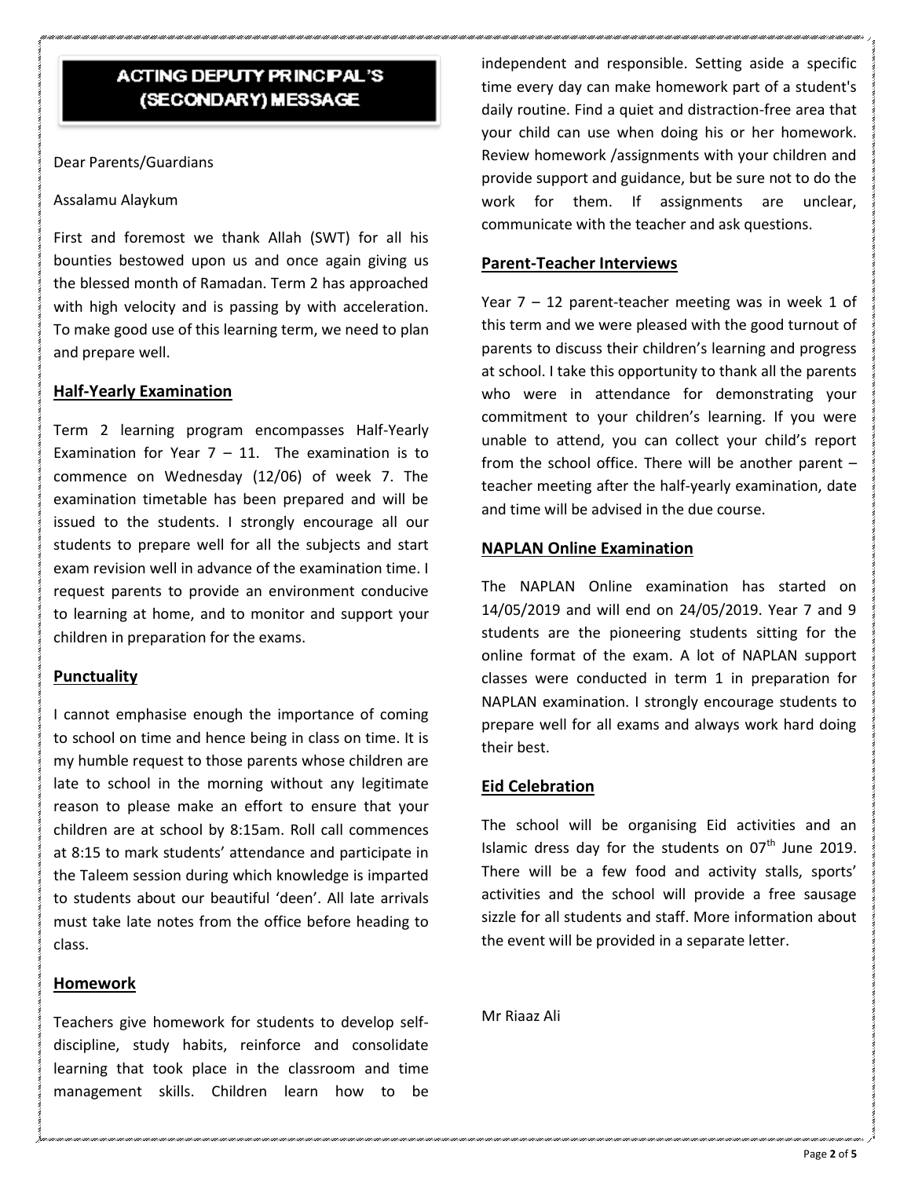# ACTING DEPUTY PRINCIPAL'S (SECONDARY) MESSAGE

Dear Parents/Guardians

Assalamu Alaykum

First and foremost we thank Allah (SWT) for all his bounties bestowed upon us and once again giving us the blessed month of Ramadan. Term 2 has approached with high velocity and is passing by with acceleration. To make good use of this learning term, we need to plan and prepare well.

## Half-Yearly Examination

Term 2 learning program encompasses Half-Yearly Examination for Year 7 – 11. The examination is to commence on Wednesday (12/06) of week 7. The examination timetable has been prepared and will be issued to the students. I strongly encourage all our students to prepare well for all the subjects and start exam revision well in advance of the examination time. I request parents to provide an environment conducive to learning at home, and to monitor and support your children in preparation for the exams.

## Punctuality

I cannot emphasise enough the importance of coming to school on time and hence being in class on time. It is my humble request to those parents whose children are late to school in the morning without any legitimate reason to please make an effort to ensure that your children are at school by 8:15am. Roll call commences at 8:15 to mark students' attendance and participate in the Taleem session during which knowledge is imparted to students about our beautiful 'deen'. All late arrivals must take late notes from the office before heading to class.

## Homework

Teachers give homework for students to develop self-discipline, study habits, reinforce and consolidate learning that took place in the classroom and time management skills. Children learn how to be independent and responsible. Setting aside a specific time every day can make homework part of a student's daily routine. Find a quiet and distraction-free area that your child can use when doing his or her homework. Review homework /assignments with your children and provide support and guidance, but be sure not to do the work for them. If assignments are unclear, communicate with the teacher and ask questions.

## Parent-Teacher Interviews

Year 7 – 12 parent-teacher meeting was in week 1 of this term and we were pleased with the good turnout of parents to discuss their children's learning and progress at school. I take this opportunity to thank all the parents who were in attendance for demonstrating your commitment to your children's learning. If you were unable to attend, you can collect your child's report from the school office. There will be another parent – teacher meeting after the half-yearly examination, date and time will be advised in the due course.

## NAPLAN Online Examination

The NAPLAN Online examination has started on 14/05/2019 and will end on 24/05/2019. Year 7 and 9 students are the pioneering students sitting for the online format of the exam. A lot of NAPLAN support classes were conducted in term 1 in preparation for NAPLAN examination. I strongly encourage students to prepare well for all exams and always work hard doing their best.

## Eid Celebration

The school will be organising Eid activities and an Islamic dress day for the students on 07th June 2019. There will be a few food and activity stalls, sports' activities and the school will provide a free sausage sizzle for all students and staff. More information about the event will be provided in a separate letter.

Mr Riaaz Ali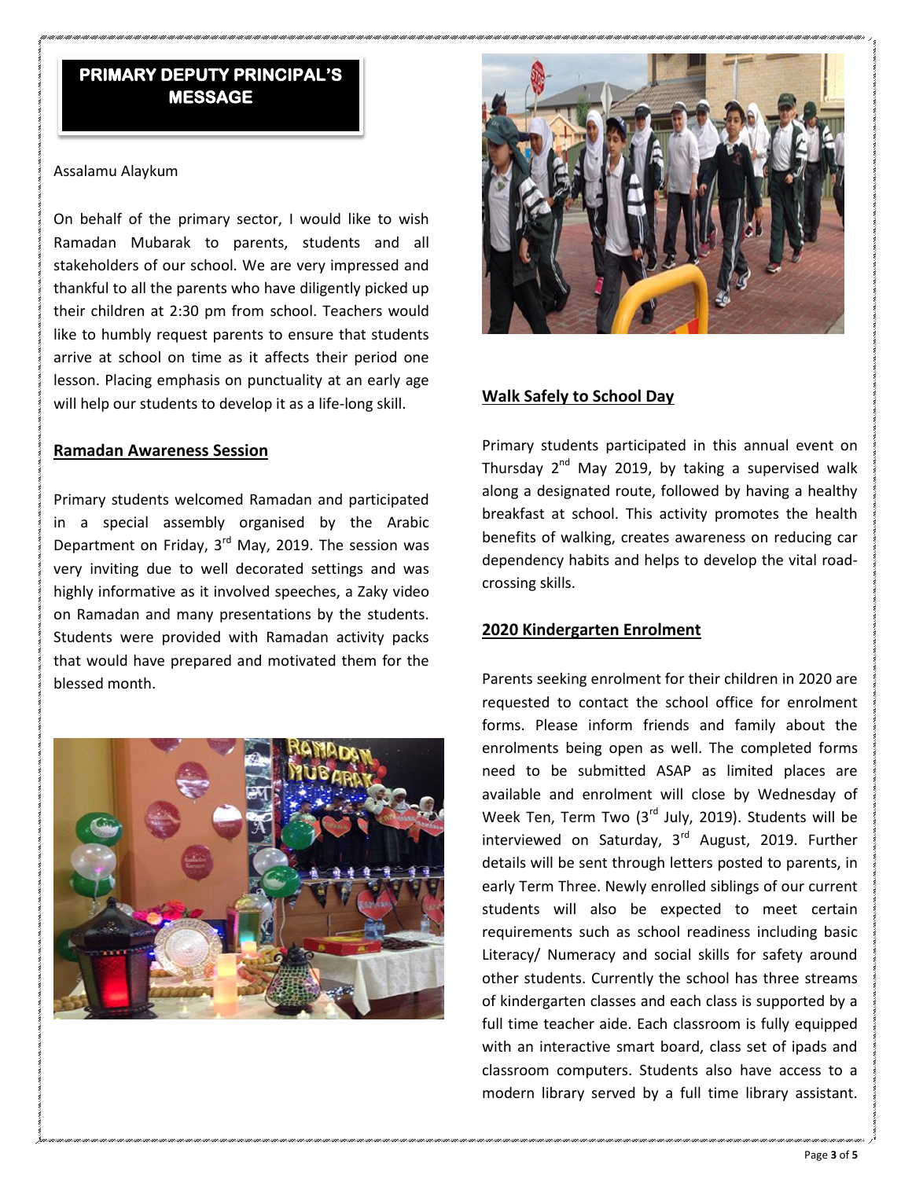## PRIMARY DEPUTY PRINCIPAL'S MESSAGE

Assalamu Alaykum

On behalf of the primary sector, I would like to wish Ramadan Mubarak to parents, students and all stakeholders of our school. We are very impressed and thankful to all the parents who have diligently picked up their children at 2:30 pm from school. Teachers would like to humbly request parents to ensure that students arrive at school on time as it affects their period one lesson. Placing emphasis on punctuality at an early age will help our students to develop it as a life-long skill.

### Ramadan Awareness Session

Primary students welcomed Ramadan and participated in a special assembly organised by the Arabic Department on Friday, 3rd May, 2019. The session was very inviting due to well decorated settings and was highly informative as it involved speeches, a Zaky video on Ramadan and many presentations by the students. Students were provided with Ramadan activity packs that would have prepared and motivated them for the blessed month.

### Walk Safely to School Day

Primary students participated in this annual event on Thursday 2nd May 2019, by taking a supervised walk along a designated route, followed by having a healthy breakfast at school. This activity promotes the health benefits of walking, creates awareness on reducing car dependency habits and helps to develop the vital road-crossing skills.

### 2020 Kindergarten Enrolment

Parents seeking enrolment for their children in 2020 are requested to contact the school office for enrolment forms. Please inform friends and family about the enrolments being open as well. The completed forms need to be submitted ASAP as limited places are available and enrolment will close by Wednesday of Week Ten, Term Two (3rd July, 2019). Students will be interviewed on Saturday, 3rd August, 2019. Further details will be sent through letters posted to parents, in early Term Three. Newly enrolled siblings of our current students will also be expected to meet certain requirements such as school readiness including basic Literacy/ Numeracy and social skills for safety around other students. Currently the school has three streams of kindergarten classes and each class is supported by a full time teacher aide. Each classroom is fully equipped with an interactive smart board, class set of ipads and classroom computers. Students also have access to a modern library served by a full time library assistant.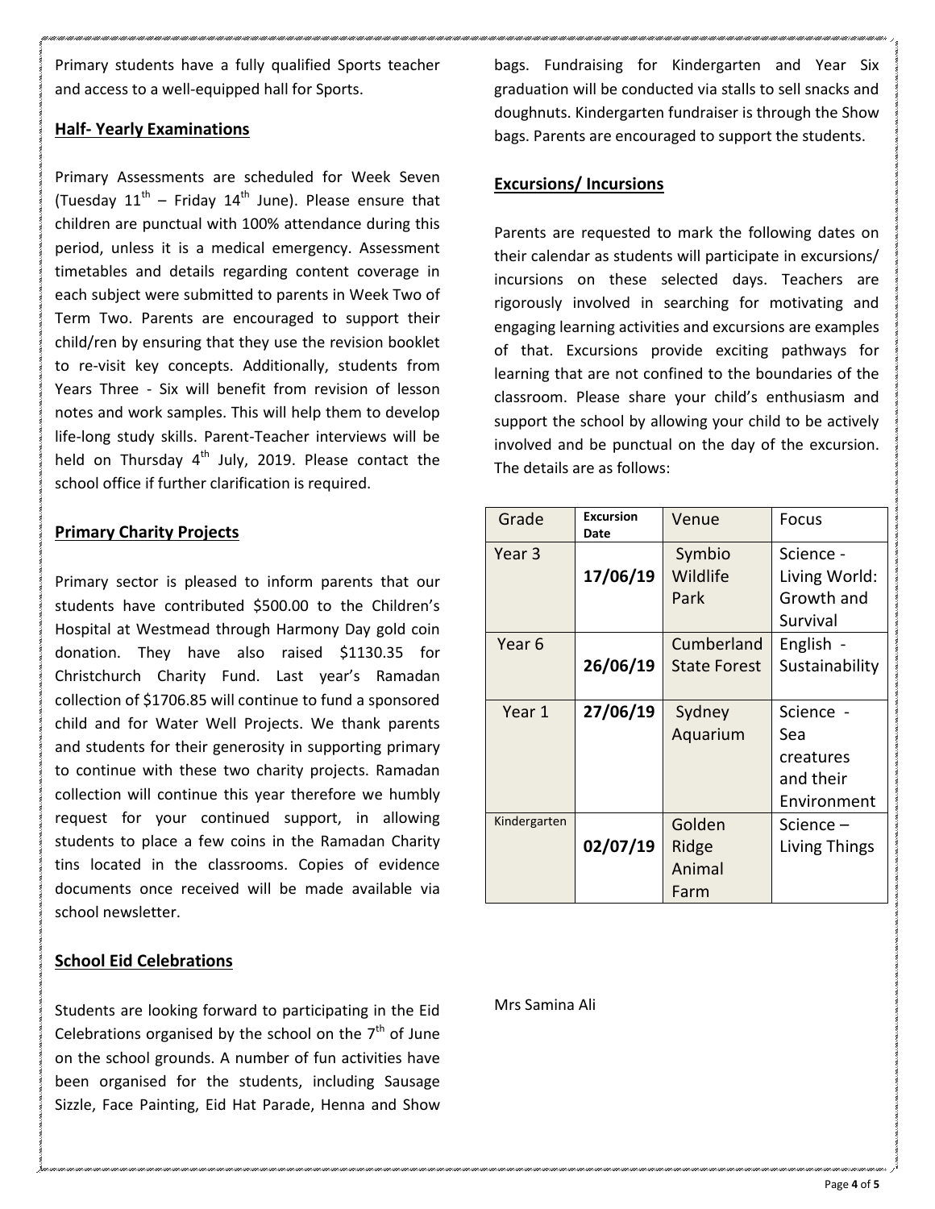Primary students have a fully qualified Sports teacher and access to a well-equipped hall for Sports.

## Half- Yearly Examinations

Primary Assessments are scheduled for Week Seven (Tuesday 11th – Friday 14th June). Please ensure that children are punctual with 100% attendance during this period, unless it is a medical emergency. Assessment timetables and details regarding content coverage in each subject were submitted to parents in Week Two of Term Two. Parents are encouraged to support their child/ren by ensuring that they use the revision booklet to re-visit key concepts. Additionally, students from Years Three - Six will benefit from revision of lesson notes and work samples. This will help them to develop life-long study skills. Parent-Teacher interviews will be held on Thursday 4th July, 2019. Please contact the school office if further clarification is required.

## Primary Charity Projects

Primary sector is pleased to inform parents that our students have contributed $500.00 to the Children's Hospital at Westmead through Harmony Day gold coin donation. They have also raised $1130.35 for Christchurch Charity Fund. Last year's Ramadan collection of $1706.85 will continue to fund a sponsored child and for Water Well Projects. We thank parents and students for their generosity in supporting primary to continue with these two charity projects. Ramadan collection will continue this year therefore we humbly request for your continued support, in allowing students to place a few coins in the Ramadan Charity tins located in the classrooms. Copies of evidence documents once received will be made available via school newsletter.

## School Eid Celebrations

Students are looking forward to participating in the Eid Celebrations organised by the school on the 7th of June on the school grounds. A number of fun activities have been organised for the students, including Sausage Sizzle, Face Painting, Eid Hat Parade, Henna and Show bags. Fundraising for Kindergarten and Year Six graduation will be conducted via stalls to sell snacks and doughnuts. Kindergarten fundraiser is through the Show bags. Parents are encouraged to support the students.

## Excursions/ Incursions

Parents are requested to mark the following dates on their calendar as students will participate in excursions/ incursions on these selected days. Teachers are rigorously involved in searching for motivating and engaging learning activities and excursions are examples of that. Excursions provide exciting pathways for learning that are not confined to the boundaries of the classroom. Please share your child's enthusiasm and support the school by allowing your child to be actively involved and be punctual on the day of the excursion. The details are as follows:

| Grade | Excursion Date | Venue | Focus |
|---|---|---|---|
| Year 3 | **17/06/19** | Symbio Wildlife Park | Science - Living World: Growth and Survival |
| Year 6 | **26/06/19** | Cumberland State Forest | English - Sustainability |
| Year 1 | **27/06/19** | Sydney Aquarium | Science - Sea creatures and their Environment |
| Kindergarten | **02/07/19** | Golden Ridge Animal Farm | Science – Living Things |

Mrs Samina Ali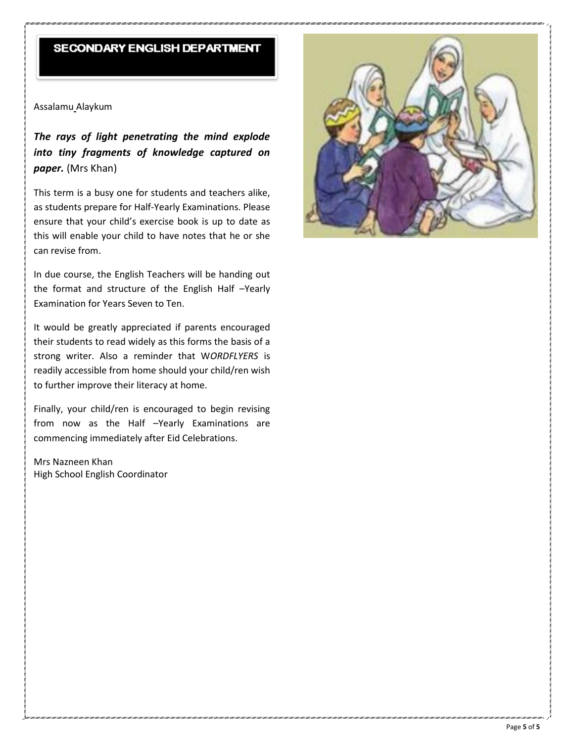# SECONDARY ENGLISH DEPARTMENT

Assalamu Alaykum

***The rays of light penetrating the mind explode into tiny fragments of knowledge captured on paper.*** (Mrs Khan)

This term is a busy one for students and teachers alike, as students prepare for Half-Yearly Examinations. Please ensure that your child's exercise book is up to date as this will enable your child to have notes that he or she can revise from.

In due course, the English Teachers will be handing out the format and structure of the English Half –Yearly Examination for Years Seven to Ten.

It would be greatly appreciated if parents encouraged their students to read widely as this forms the basis of a strong writer. Also a reminder that W*ORDFLYERS* is readily accessible from home should your child/ren wish to further improve their literacy at home.

Finally, your child/ren is encouraged to begin revising from now as the Half –Yearly Examinations are commencing immediately after Eid Celebrations.

Mrs Nazneen Khan
High School English Coordinator